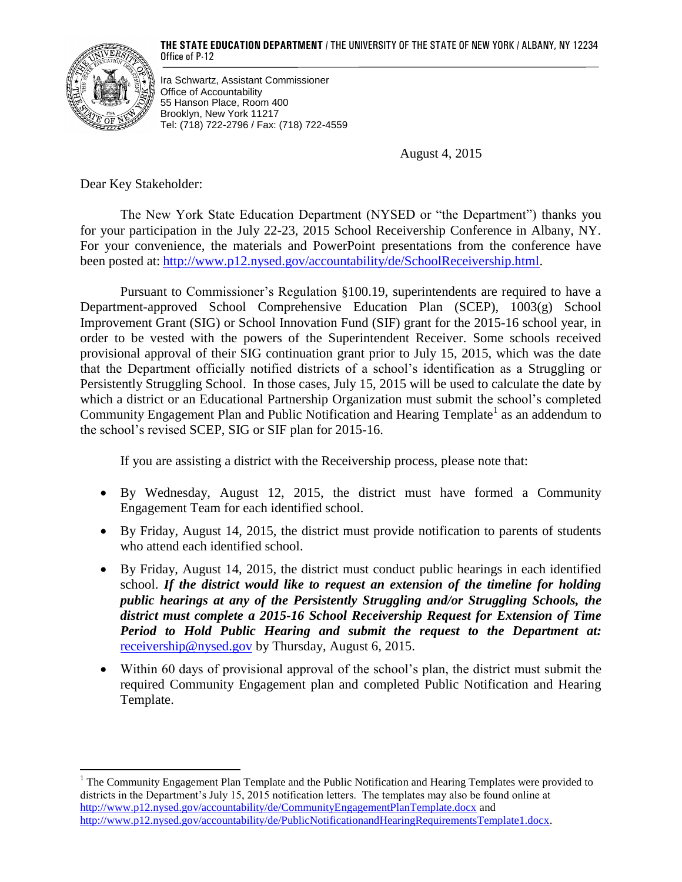**THE STATE EDUCATION DEPARTMENT** / THE UNIVERSITY OF THE STATE OF NEW YORK / ALBANY, NY 12234
Office of P-12

Ira Schwartz, Assistant Commissioner
Office of Accountability
55 Hanson Place, Room 400
Brooklyn, New York 11217
Tel: (718) 722-2796 / Fax: (718) 722-4559

August 4, 2015

Dear Key Stakeholder:

The New York State Education Department (NYSED or "the Department") thanks you for your participation in the July 22-23, 2015 School Receivership Conference in Albany, NY. For your convenience, the materials and PowerPoint presentations from the conference have been posted at: http://www.p12.nysed.gov/accountability/de/SchoolReceivership.html.

Pursuant to Commissioner's Regulation §100.19, superintendents are required to have a Department-approved School Comprehensive Education Plan (SCEP), 1003(g) School Improvement Grant (SIG) or School Innovation Fund (SIF) grant for the 2015-16 school year, in order to be vested with the powers of the Superintendent Receiver. Some schools received provisional approval of their SIG continuation grant prior to July 15, 2015, which was the date that the Department officially notified districts of a school's identification as a Struggling or Persistently Struggling School. In those cases, July 15, 2015 will be used to calculate the date by which a district or an Educational Partnership Organization must submit the school's completed Community Engagement Plan and Public Notification and Hearing Template[1] as an addendum to the school's revised SCEP, SIG or SIF plan for 2015-16.

If you are assisting a district with the Receivership process, please note that:

- By Wednesday, August 12, 2015, the district must have formed a Community Engagement Team for each identified school.
- By Friday, August 14, 2015, the district must provide notification to parents of students who attend each identified school.
- By Friday, August 14, 2015, the district must conduct public hearings in each identified school. ***If the district would like to request an extension of the timeline for holding public hearings at any of the Persistently Struggling and/or Struggling Schools, the district must complete a 2015-16 School Receivership Request for Extension of Time Period to Hold Public Hearing and submit the request to the Department at:*** receivership@nysed.gov by Thursday, August 6, 2015.
- Within 60 days of provisional approval of the school's plan, the district must submit the required Community Engagement plan and completed Public Notification and Hearing Template.

---

[1] The Community Engagement Plan Template and the Public Notification and Hearing Templates were provided to districts in the Department's July 15, 2015 notification letters. The templates may also be found online at http://www.p12.nysed.gov/accountability/de/CommunityEngagementPlanTemplate.docx and http://www.p12.nysed.gov/accountability/de/PublicNotificationandHearingRequirementsTemplate1.docx.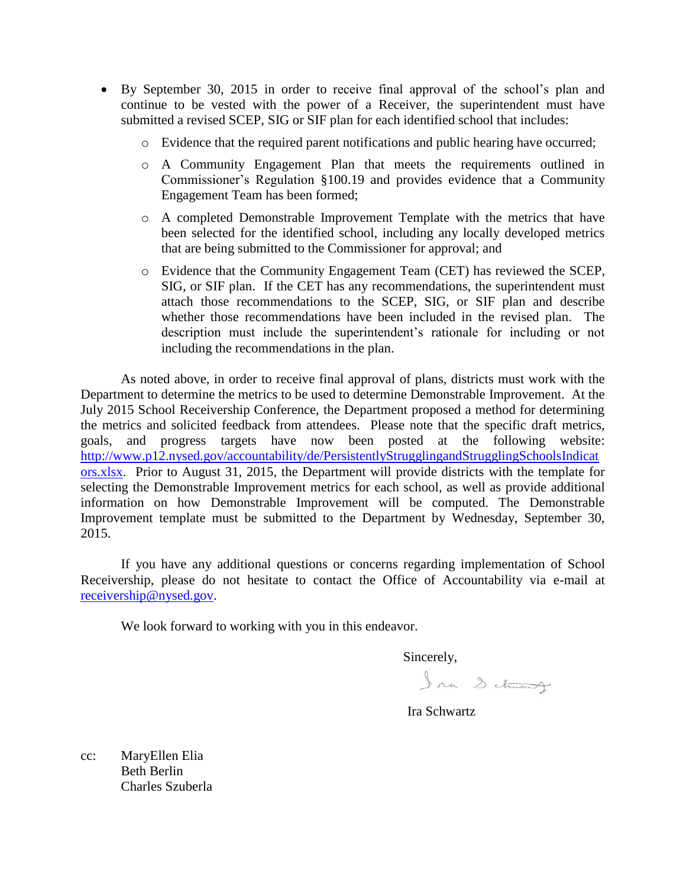- By September 30, 2015 in order to receive final approval of the school's plan and continue to be vested with the power of a Receiver, the superintendent must have submitted a revised SCEP, SIG or SIF plan for each identified school that includes:
  - Evidence that the required parent notifications and public hearing have occurred;
  - A Community Engagement Plan that meets the requirements outlined in Commissioner's Regulation §100.19 and provides evidence that a Community Engagement Team has been formed;
  - A completed Demonstrable Improvement Template with the metrics that have been selected for the identified school, including any locally developed metrics that are being submitted to the Commissioner for approval; and
  - Evidence that the Community Engagement Team (CET) has reviewed the SCEP, SIG, or SIF plan. If the CET has any recommendations, the superintendent must attach those recommendations to the SCEP, SIG, or SIF plan and describe whether those recommendations have been included in the revised plan. The description must include the superintendent's rationale for including or not including the recommendations in the plan.

As noted above, in order to receive final approval of plans, districts must work with the Department to determine the metrics to be used to determine Demonstrable Improvement. At the July 2015 School Receivership Conference, the Department proposed a method for determining the metrics and solicited feedback from attendees. Please note that the specific draft metrics, goals, and progress targets have now been posted at the following website: http://www.p12.nysed.gov/accountability/de/PersistentlyStrugglingandStrugglingSchoolsIndicators.xlsx. Prior to August 31, 2015, the Department will provide districts with the template for selecting the Demonstrable Improvement metrics for each school, as well as provide additional information on how Demonstrable Improvement will be computed. The Demonstrable Improvement template must be submitted to the Department by Wednesday, September 30, 2015.

If you have any additional questions or concerns regarding implementation of School Receivership, please do not hesitate to contact the Office of Accountability via e-mail at receivership@nysed.gov.

We look forward to working with you in this endeavor.

Sincerely,

Ira Schwartz

cc: MaryEllen Elia
Beth Berlin
Charles Szuberla